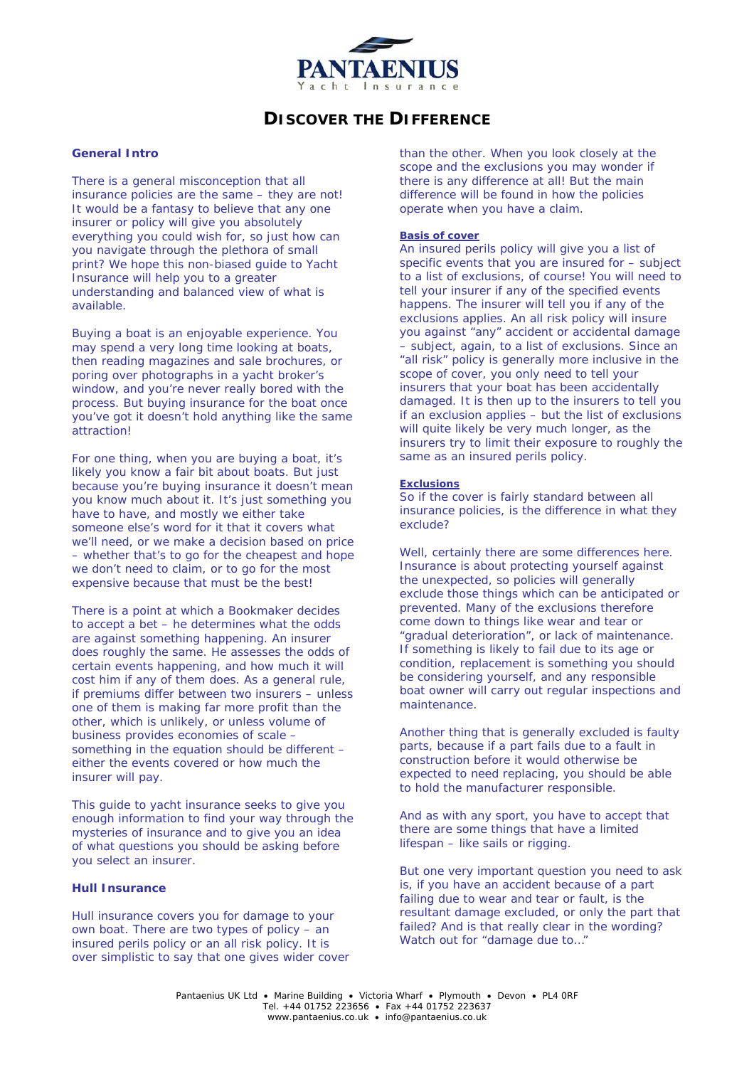# PANTAENIUS

Yacht Insurance

# DISCOVER THE DIFFERENCE

## General Intro

There is a general misconception that all insurance policies are the same – they are not! It would be a fantasy to believe that any one insurer or policy will give you absolutely everything you could wish for, so just how can you navigate through the plethora of small print? We hope this non-biased guide to Yacht Insurance will help you to a greater understanding and balanced view of what is available.

Buying a boat is an enjoyable experience. You may spend a very long time looking at boats, then reading magazines and sale brochures, or poring over photographs in a yacht broker's window, and you're never really bored with the process. But buying insurance for the boat once you've got it doesn't hold anything like the same attraction!

For one thing, when you are buying a boat, it's likely you know a fair bit about boats. But just because you're buying insurance it doesn't mean you know much about it. It's just something you have to have, and mostly we either take someone else's word for it that it covers what we'll need, or we make a decision based on price – whether that's to go for the cheapest and hope we don't need to claim, or to go for the most expensive because that must be the best!

There is a point at which a Bookmaker decides to accept a bet – he determines what the odds are against something happening. An insurer does roughly the same. He assesses the odds of certain events happening, and how much it will cost him if any of them does. As a general rule, if premiums differ between two insurers – unless one of them is making far more profit than the other, which is unlikely, or unless volume of business provides economies of scale – something in the equation should be different – either the events covered or how much the insurer will pay.

This guide to yacht insurance seeks to give you enough information to find your way through the mysteries of insurance and to give you an idea of what questions you should be asking before you select an insurer.

## Hull Insurance

Hull insurance covers you for damage to your own boat. There are two types of policy – an insured perils policy or an all risk policy. It is over simplistic to say that one gives wider cover than the other. When you look closely at the scope and the exclusions you may wonder if there is any difference at all! But the main difference will be found in how the policies operate when you have a claim.

### Basis of cover

An insured perils policy will give you a list of specific events that you are insured for – subject to a list of exclusions, of course! You will need to tell your insurer if any of the specified events happens. The insurer will tell you if any of the exclusions applies. An all risk policy will insure you against "any" accident or accidental damage – subject, again, to a list of exclusions. Since an "all risk" policy is generally more inclusive in the scope of cover, you only need to tell your insurers that your boat has been accidentally damaged. It is then up to the insurers to tell you if an exclusion applies – but the list of exclusions will quite likely be very much longer, as the insurers try to limit their exposure to roughly the same as an insured perils policy.

### Exclusions

So if the cover is fairly standard between all insurance policies, is the difference in what they exclude?

Well, certainly there are some differences here. Insurance is about protecting yourself against the unexpected, so policies will generally exclude those things which can be anticipated or prevented. Many of the exclusions therefore come down to things like wear and tear or "gradual deterioration", or lack of maintenance. If something is likely to fail due to its age or condition, replacement is something you should be considering yourself, and any responsible boat owner will carry out regular inspections and maintenance.

Another thing that is generally excluded is faulty parts, because if a part fails due to a fault in construction before it would otherwise be expected to need replacing, you should be able to hold the manufacturer responsible.

And as with any sport, you have to accept that there are some things that have a limited lifespan – like sails or rigging.

But one very important question you need to ask is, if you have an accident because of a part failing due to wear and tear or fault, is the resultant damage excluded, or only the part that failed? And is that really clear in the wording? Watch out for "damage due to…"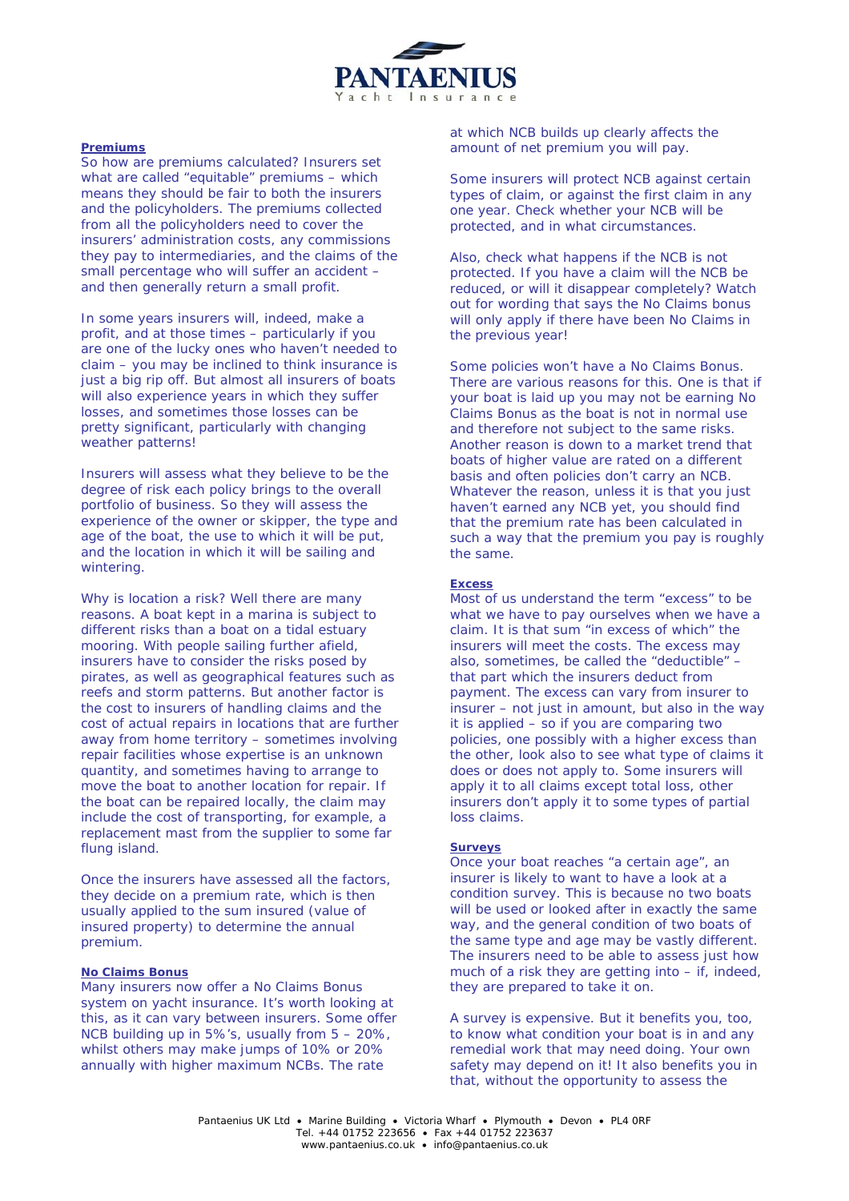**Premiums**

So how are premiums calculated? Insurers set what are called "equitable" premiums – which means they should be fair to both the insurers and the policyholders. The premiums collected from all the policyholders need to cover the insurers' administration costs, any commissions they pay to intermediaries, and the claims of the small percentage who will suffer an accident – and then generally return a small profit.

In some years insurers will, indeed, make a profit, and at those times – particularly if you are one of the lucky ones who haven't needed to claim – you may be inclined to think insurance is just a big rip off. But almost all insurers of boats will also experience years in which they suffer losses, and sometimes those losses can be pretty significant, particularly with changing weather patterns!

Insurers will assess what they believe to be the degree of risk each policy brings to the overall portfolio of business. So they will assess the experience of the owner or skipper, the type and age of the boat, the use to which it will be put, and the location in which it will be sailing and wintering.

Why is location a risk? Well there are many reasons. A boat kept in a marina is subject to different risks than a boat on a tidal estuary mooring. With people sailing further afield, insurers have to consider the risks posed by pirates, as well as geographical features such as reefs and storm patterns. But another factor is the cost to insurers of handling claims and the cost of actual repairs in locations that are further away from home territory – sometimes involving repair facilities whose expertise is an unknown quantity, and sometimes having to arrange to move the boat to another location for repair. If the boat can be repaired locally, the claim may include the cost of transporting, for example, a replacement mast from the supplier to some far flung island.

Once the insurers have assessed all the factors, they decide on a premium rate, which is then usually applied to the sum insured (value of insured property) to determine the annual premium.

**No Claims Bonus**

Many insurers now offer a No Claims Bonus system on yacht insurance. It's worth looking at this, as it can vary between insurers. Some offer NCB building up in 5%'s, usually from 5 – 20%, whilst others may make jumps of 10% or 20% annually with higher maximum NCBs. The rate at which NCB builds up clearly affects the amount of net premium you will pay.

Some insurers will protect NCB against certain types of claim, or against the first claim in any one year. Check whether your NCB will be protected, and in what circumstances.

Also, check what happens if the NCB is not protected. If you have a claim will the NCB be reduced, or will it disappear completely? Watch out for wording that says the No Claims bonus will only apply if there have been No Claims in the previous year!

Some policies won't have a No Claims Bonus. There are various reasons for this. One is that if your boat is laid up you may not be earning No Claims Bonus as the boat is not in normal use and therefore not subject to the same risks. Another reason is down to a market trend that boats of higher value are rated on a different basis and often policies don't carry an NCB. Whatever the reason, unless it is that you just haven't earned any NCB yet, you should find that the premium rate has been calculated in such a way that the premium you pay is roughly the same.

**Excess**

Most of us understand the term "excess" to be what we have to pay ourselves when we have a claim. It is that sum "in excess of which" the insurers will meet the costs. The excess may also, sometimes, be called the "deductible" – that part which the insurers deduct from payment. The excess can vary from insurer to insurer – not just in amount, but also in the way it is applied – so if you are comparing two policies, one possibly with a higher excess than the other, look also to see what type of claims it does or does not apply to. Some insurers will apply it to all claims except total loss, other insurers don't apply it to some types of partial loss claims.

**Surveys**

Once your boat reaches "a certain age", an insurer is likely to want to have a look at a condition survey. This is because no two boats will be used or looked after in exactly the same way, and the general condition of two boats of the same type and age may be vastly different. The insurers need to be able to assess just how much of a risk they are getting into – if, indeed, they are prepared to take it on.

A survey is expensive. But it benefits you, too, to know what condition your boat is in and any remedial work that may need doing. Your own safety may depend on it! It also benefits you in that, without the opportunity to assess the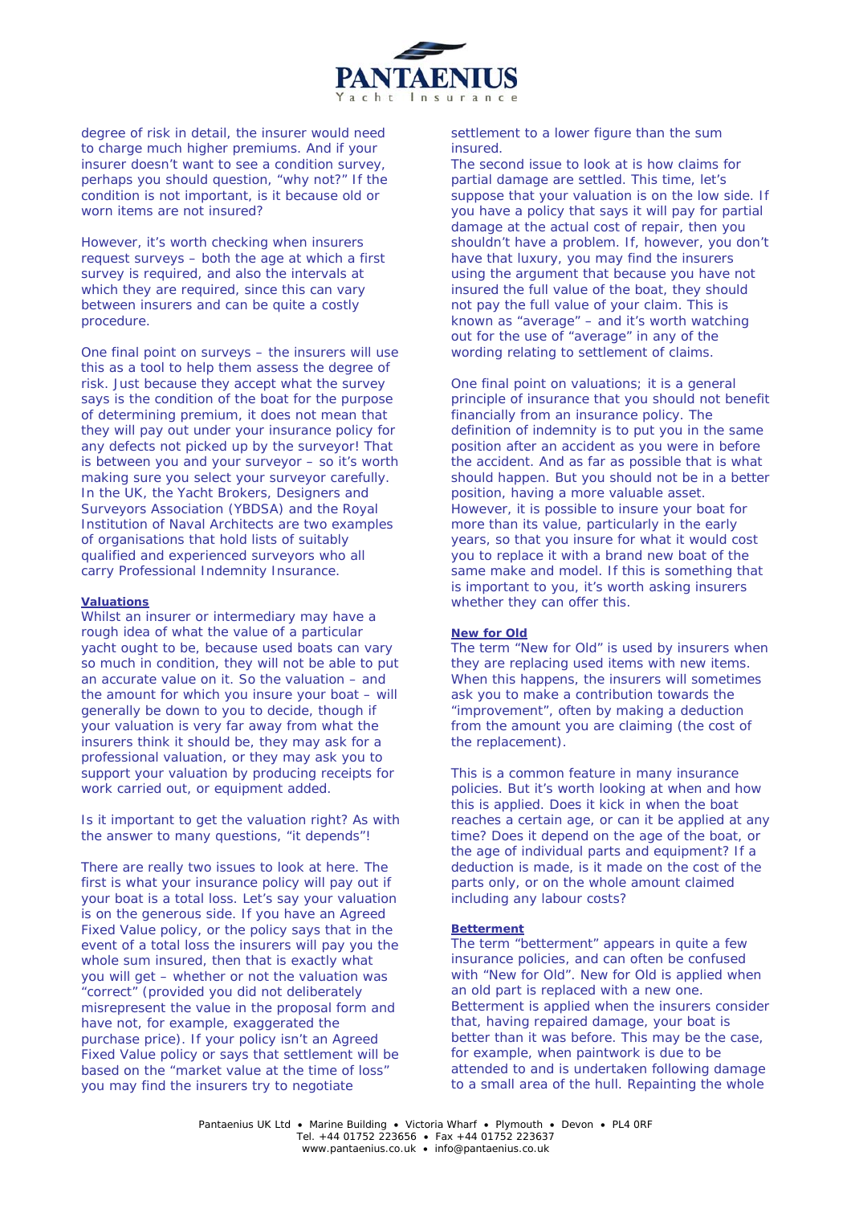degree of risk in detail, the insurer would need to charge much higher premiums. And if your insurer doesn't want to see a condition survey, perhaps you should question, "why not?" If the condition is not important, is it because old or worn items are not insured?

However, it's worth checking when insurers request surveys – both the age at which a first survey is required, and also the intervals at which they are required, since this can vary between insurers and can be quite a costly procedure.

One final point on surveys – the insurers will use this as a tool to help them assess the degree of risk. Just because they accept what the survey says is the condition of the boat for the purpose of determining premium, it does not mean that they will pay out under your insurance policy for any defects not picked up by the surveyor! That is between you and your surveyor – so it's worth making sure you select your surveyor carefully. In the UK, the Yacht Brokers, Designers and Surveyors Association (YBDSA) and the Royal Institution of Naval Architects are two examples of organisations that hold lists of suitably qualified and experienced surveyors who all carry Professional Indemnity Insurance.

**Valuations**

Whilst an insurer or intermediary may have a rough idea of what the value of a particular yacht ought to be, because used boats can vary so much in condition, they will not be able to put an accurate value on it. So the valuation – and the amount for which you insure your boat – will generally be down to you to decide, though if your valuation is very far away from what the insurers think it should be, they may ask for a professional valuation, or they may ask you to support your valuation by producing receipts for work carried out, or equipment added.

Is it important to get the valuation right? As with the answer to many questions, "it depends"!

There are really two issues to look at here. The first is what your insurance policy will pay out if your boat is a total loss. Let's say your valuation is on the generous side. If you have an Agreed Fixed Value policy, or the policy says that in the event of a total loss the insurers will pay you the whole sum insured, then that is exactly what you will get – whether or not the valuation was "correct" (provided you did not deliberately misrepresent the value in the proposal form and have not, for example, exaggerated the purchase price). If your policy isn't an Agreed Fixed Value policy or says that settlement will be based on the "market value at the time of loss" you may find the insurers try to negotiate settlement to a lower figure than the sum insured.

The second issue to look at is how claims for partial damage are settled. This time, let's suppose that your valuation is on the low side. If you have a policy that says it will pay for partial damage at the actual cost of repair, then you shouldn't have a problem. If, however, you don't have that luxury, you may find the insurers using the argument that because you have not insured the full value of the boat, they should not pay the full value of your claim. This is known as "average" – and it's worth watching out for the use of "average" in any of the wording relating to settlement of claims.

One final point on valuations; it is a general principle of insurance that you should not benefit financially from an insurance policy. The definition of indemnity is to put you in the same position after an accident as you were in before the accident. And as far as possible that is what should happen. But you should not be in a better position, having a more valuable asset. However, it is possible to insure your boat for more than its value, particularly in the early years, so that you insure for what it would cost you to replace it with a brand new boat of the same make and model. If this is something that is important to you, it's worth asking insurers whether they can offer this.

**New for Old**

The term "New for Old" is used by insurers when they are replacing used items with new items. When this happens, the insurers will sometimes ask you to make a contribution towards the "improvement", often by making a deduction from the amount you are claiming (the cost of the replacement).

This is a common feature in many insurance policies. But it's worth looking at when and how this is applied. Does it kick in when the boat reaches a certain age, or can it be applied at any time? Does it depend on the age of the boat, or the age of individual parts and equipment? If a deduction is made, is it made on the cost of the parts only, or on the whole amount claimed including any labour costs?

**Betterment**

The term "betterment" appears in quite a few insurance policies, and can often be confused with "New for Old". New for Old is applied when an old part is replaced with a new one. Betterment is applied when the insurers consider that, having repaired damage, your boat is better than it was before. This may be the case, for example, when paintwork is due to be attended to and is undertaken following damage to a small area of the hull. Repainting the whole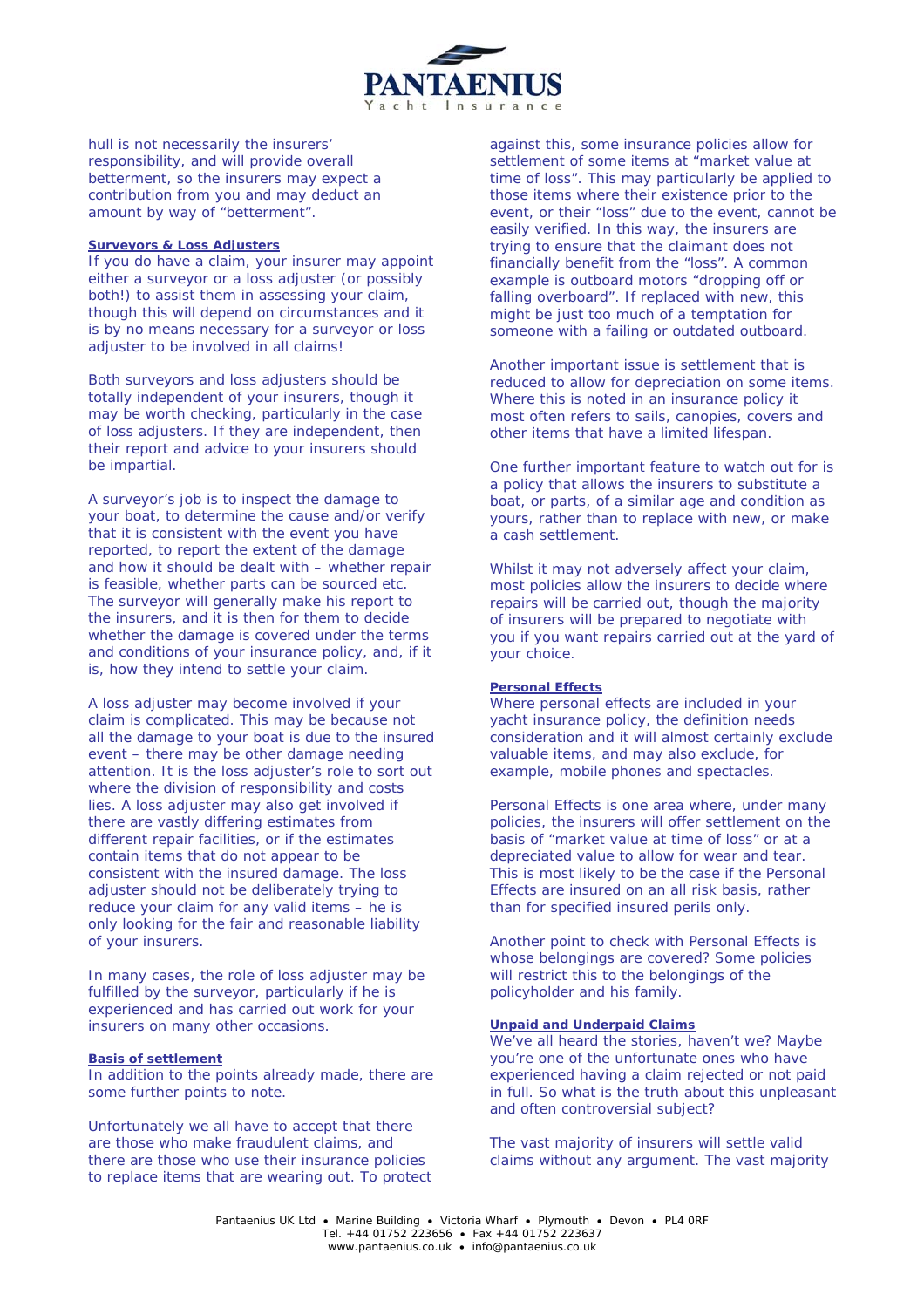hull is not necessarily the insurers' responsibility, and will provide overall betterment, so the insurers may expect a contribution from you and may deduct an amount by way of "betterment".

### Surveyors & Loss Adjusters

If you do have a claim, your insurer may appoint either a surveyor or a loss adjuster (or possibly both!) to assist them in assessing your claim, though this will depend on circumstances and it is by no means necessary for a surveyor or loss adjuster to be involved in all claims!

Both surveyors and loss adjusters should be totally independent of your insurers, though it may be worth checking, particularly in the case of loss adjusters. If they are independent, then their report and advice to your insurers should be impartial.

A surveyor's job is to inspect the damage to your boat, to determine the cause and/or verify that it is consistent with the event you have reported, to report the extent of the damage and how it should be dealt with – whether repair is feasible, whether parts can be sourced etc. The surveyor will generally make his report to the insurers, and it is then for them to decide whether the damage is covered under the terms and conditions of your insurance policy, and, if it is, how they intend to settle your claim.

A loss adjuster may become involved if your claim is complicated. This may be because not all the damage to your boat is due to the insured event – there may be other damage needing attention. It is the loss adjuster's role to sort out where the division of responsibility and costs lies. A loss adjuster may also get involved if there are vastly differing estimates from different repair facilities, or if the estimates contain items that do not appear to be consistent with the insured damage. The loss adjuster should not be deliberately trying to reduce your claim for any valid items – he is only looking for the fair and reasonable liability of your insurers.

In many cases, the role of loss adjuster may be fulfilled by the surveyor, particularly if he is experienced and has carried out work for your insurers on many other occasions.

### Basis of settlement

In addition to the points already made, there are some further points to note.

Unfortunately we all have to accept that there are those who make fraudulent claims, and there are those who use their insurance policies to replace items that are wearing out. To protect against this, some insurance policies allow for settlement of some items at "market value at time of loss". This may particularly be applied to those items where their existence prior to the event, or their "loss" due to the event, cannot be easily verified. In this way, the insurers are trying to ensure that the claimant does not financially benefit from the "loss". A common example is outboard motors "dropping off or falling overboard". If replaced with new, this might be just too much of a temptation for someone with a failing or outdated outboard.

Another important issue is settlement that is reduced to allow for depreciation on some items. Where this is noted in an insurance policy it most often refers to sails, canopies, covers and other items that have a limited lifespan.

One further important feature to watch out for is a policy that allows the insurers to substitute a boat, or parts, of a similar age and condition as yours, rather than to replace with new, or make a cash settlement.

Whilst it may not adversely affect your claim, most policies allow the insurers to decide where repairs will be carried out, though the majority of insurers will be prepared to negotiate with you if you want repairs carried out at the yard of your choice.

### Personal Effects

Where personal effects are included in your yacht insurance policy, the definition needs consideration and it will almost certainly exclude valuable items, and may also exclude, for example, mobile phones and spectacles.

Personal Effects is one area where, under many policies, the insurers will offer settlement on the basis of "market value at time of loss" or at a depreciated value to allow for wear and tear. This is most likely to be the case if the Personal Effects are insured on an all risk basis, rather than for specified insured perils only.

Another point to check with Personal Effects is whose belongings are covered? Some policies will restrict this to the belongings of the policyholder and his family.

### Unpaid and Underpaid Claims

We've all heard the stories, haven't we? Maybe you're one of the unfortunate ones who have experienced having a claim rejected or not paid in full. So what is the truth about this unpleasant and often controversial subject?

The vast majority of insurers will settle valid claims without any argument. The vast majority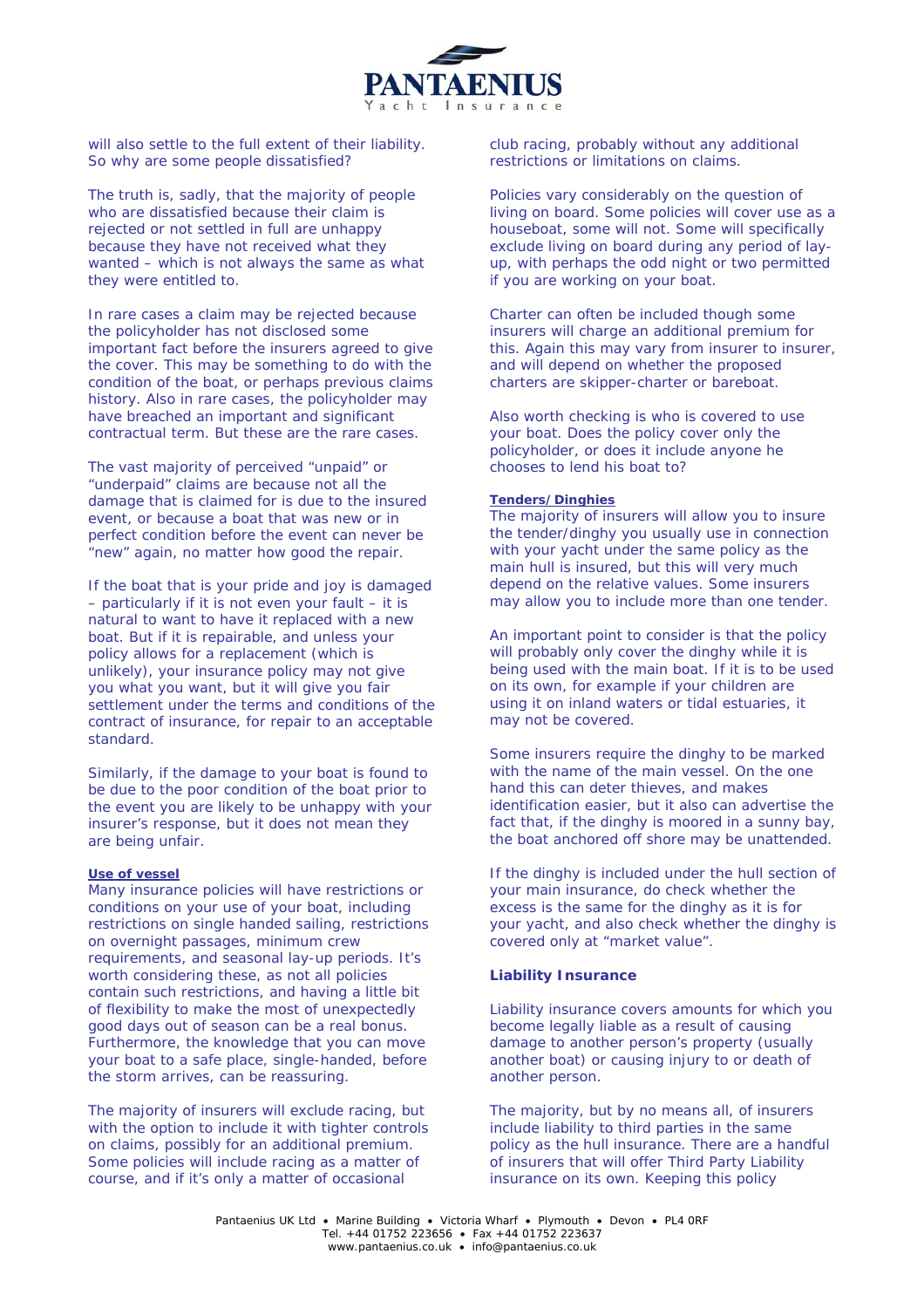will also settle to the full extent of their liability. So why are some people dissatisfied?

The truth is, sadly, that the majority of people who are dissatisfied because their claim is rejected or not settled in full are unhappy because they have not received what they wanted – which is not always the same as what they were entitled to.

In rare cases a claim may be rejected because the policyholder has not disclosed some important fact before the insurers agreed to give the cover. This may be something to do with the condition of the boat, or perhaps previous claims history. Also in rare cases, the policyholder may have breached an important and significant contractual term. But these are the rare cases.

The vast majority of perceived "unpaid" or "underpaid" claims are because not all the damage that is claimed for is due to the insured event, or because a boat that was new or in perfect condition before the event can never be "new" again, no matter how good the repair.

If the boat that is your pride and joy is damaged – particularly if it is not even your fault – it is natural to want to have it replaced with a new boat. But if it is repairable, and unless your policy allows for a replacement (which is unlikely), your insurance policy may not give you what you want, but it will give you fair settlement under the terms and conditions of the contract of insurance, for repair to an acceptable standard.

Similarly, if the damage to your boat is found to be due to the poor condition of the boat prior to the event you are likely to be unhappy with your insurer's response, but it does not mean they are being unfair.

**Use of vessel**

Many insurance policies will have restrictions or conditions on your use of your boat, including restrictions on single handed sailing, restrictions on overnight passages, minimum crew requirements, and seasonal lay-up periods. It's worth considering these, as not all policies contain such restrictions, and having a little bit of flexibility to make the most of unexpectedly good days out of season can be a real bonus. Furthermore, the knowledge that you can move your boat to a safe place, single-handed, before the storm arrives, can be reassuring.

The majority of insurers will exclude racing, but with the option to include it with tighter controls on claims, possibly for an additional premium. Some policies will include racing as a matter of course, and if it's only a matter of occasional club racing, probably without any additional restrictions or limitations on claims.

Policies vary considerably on the question of living on board. Some policies will cover use as a houseboat, some will not. Some will specifically exclude living on board during any period of lay-up, with perhaps the odd night or two permitted if you are working on your boat.

Charter can often be included though some insurers will charge an additional premium for this. Again this may vary from insurer to insurer, and will depend on whether the proposed charters are skipper-charter or bareboat.

Also worth checking is who is covered to use your boat. Does the policy cover only the policyholder, or does it include anyone he chooses to lend his boat to?

**Tenders/Dinghies**

The majority of insurers will allow you to insure the tender/dinghy you usually use in connection with your yacht under the same policy as the main hull is insured, but this will very much depend on the relative values. Some insurers may allow you to include more than one tender.

An important point to consider is that the policy will probably only cover the dinghy while it is being used with the main boat. If it is to be used on its own, for example if your children are using it on inland waters or tidal estuaries, it may not be covered.

Some insurers require the dinghy to be marked with the name of the main vessel. On the one hand this can deter thieves, and makes identification easier, but it also can advertise the fact that, if the dinghy is moored in a sunny bay, the boat anchored off shore may be unattended.

If the dinghy is included under the hull section of your main insurance, do check whether the excess is the same for the dinghy as it is for your yacht, and also check whether the dinghy is covered only at "market value".

## Liability Insurance

Liability insurance covers amounts for which you become legally liable as a result of causing damage to another person's property (usually another boat) or causing injury to or death of another person.

The majority, but by no means all, of insurers include liability to third parties in the same policy as the hull insurance. There are a handful of insurers that will offer Third Party Liability insurance on its own. Keeping this policy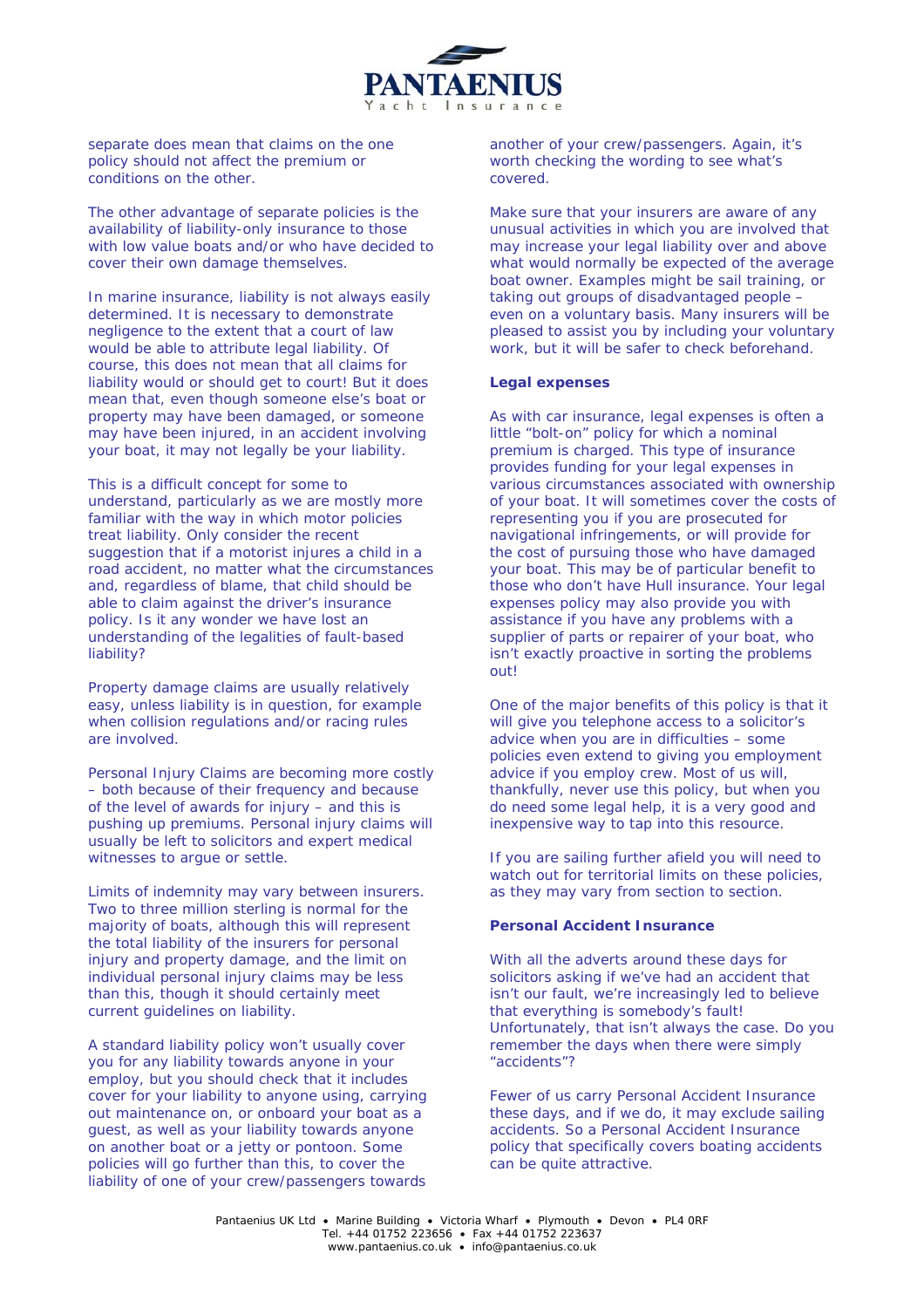separate does mean that claims on the one policy should not affect the premium or conditions on the other.

The other advantage of separate policies is the availability of liability-only insurance to those with low value boats and/or who have decided to cover their own damage themselves.

In marine insurance, liability is not always easily determined. It is necessary to demonstrate negligence to the extent that a court of law would be able to attribute legal liability. Of course, this does not mean that all claims for liability would or should get to court! But it does mean that, even though someone else's boat or property may have been damaged, or someone may have been injured, in an accident involving your boat, it may not legally be your liability.

This is a difficult concept for some to understand, particularly as we are mostly more familiar with the way in which motor policies treat liability. Only consider the recent suggestion that if a motorist injures a child in a road accident, no matter what the circumstances and, regardless of blame, that child should be able to claim against the driver's insurance policy. Is it any wonder we have lost an understanding of the legalities of fault-based liability?

Property damage claims are usually relatively easy, unless liability is in question, for example when collision regulations and/or racing rules are involved.

Personal Injury Claims are becoming more costly – both because of their frequency and because of the level of awards for injury – and this is pushing up premiums. Personal injury claims will usually be left to solicitors and expert medical witnesses to argue or settle.

Limits of indemnity may vary between insurers. Two to three million sterling is normal for the majority of boats, although this will represent the total liability of the insurers for personal injury and property damage, and the limit on individual personal injury claims may be less than this, though it should certainly meet current guidelines on liability.

A standard liability policy won't usually cover you for any liability towards anyone in your employ, but you should check that it includes cover for your liability to anyone using, carrying out maintenance on, or onboard your boat as a guest, as well as your liability towards anyone on another boat or a jetty or pontoon. Some policies will go further than this, to cover the liability of one of your crew/passengers towards another of your crew/passengers. Again, it's worth checking the wording to see what's covered.

Make sure that your insurers are aware of any unusual activities in which you are involved that may increase your legal liability over and above what would normally be expected of the average boat owner. Examples might be sail training, or taking out groups of disadvantaged people – even on a voluntary basis. Many insurers will be pleased to assist you by including your voluntary work, but it will be safer to check beforehand.

**Legal expenses**

As with car insurance, legal expenses is often a little "bolt-on" policy for which a nominal premium is charged. This type of insurance provides funding for your legal expenses in various circumstances associated with ownership of your boat. It will sometimes cover the costs of representing you if you are prosecuted for navigational infringements, or will provide for the cost of pursuing those who have damaged your boat. This may be of particular benefit to those who don't have Hull insurance. Your legal expenses policy may also provide you with assistance if you have any problems with a supplier of parts or repairer of your boat, who isn't exactly proactive in sorting the problems out!

One of the major benefits of this policy is that it will give you telephone access to a solicitor's advice when you are in difficulties – some policies even extend to giving you employment advice if you employ crew. Most of us will, thankfully, never use this policy, but when you do need some legal help, it is a very good and inexpensive way to tap into this resource.

If you are sailing further afield you will need to watch out for territorial limits on these policies, as they may vary from section to section.

**Personal Accident Insurance**

With all the adverts around these days for solicitors asking if we've had an accident that isn't our fault, we're increasingly led to believe that everything is somebody's fault! Unfortunately, that isn't always the case. Do you remember the days when there were simply "accidents"?

Fewer of us carry Personal Accident Insurance these days, and if we do, it may exclude sailing accidents. So a Personal Accident Insurance policy that specifically covers boating accidents can be quite attractive.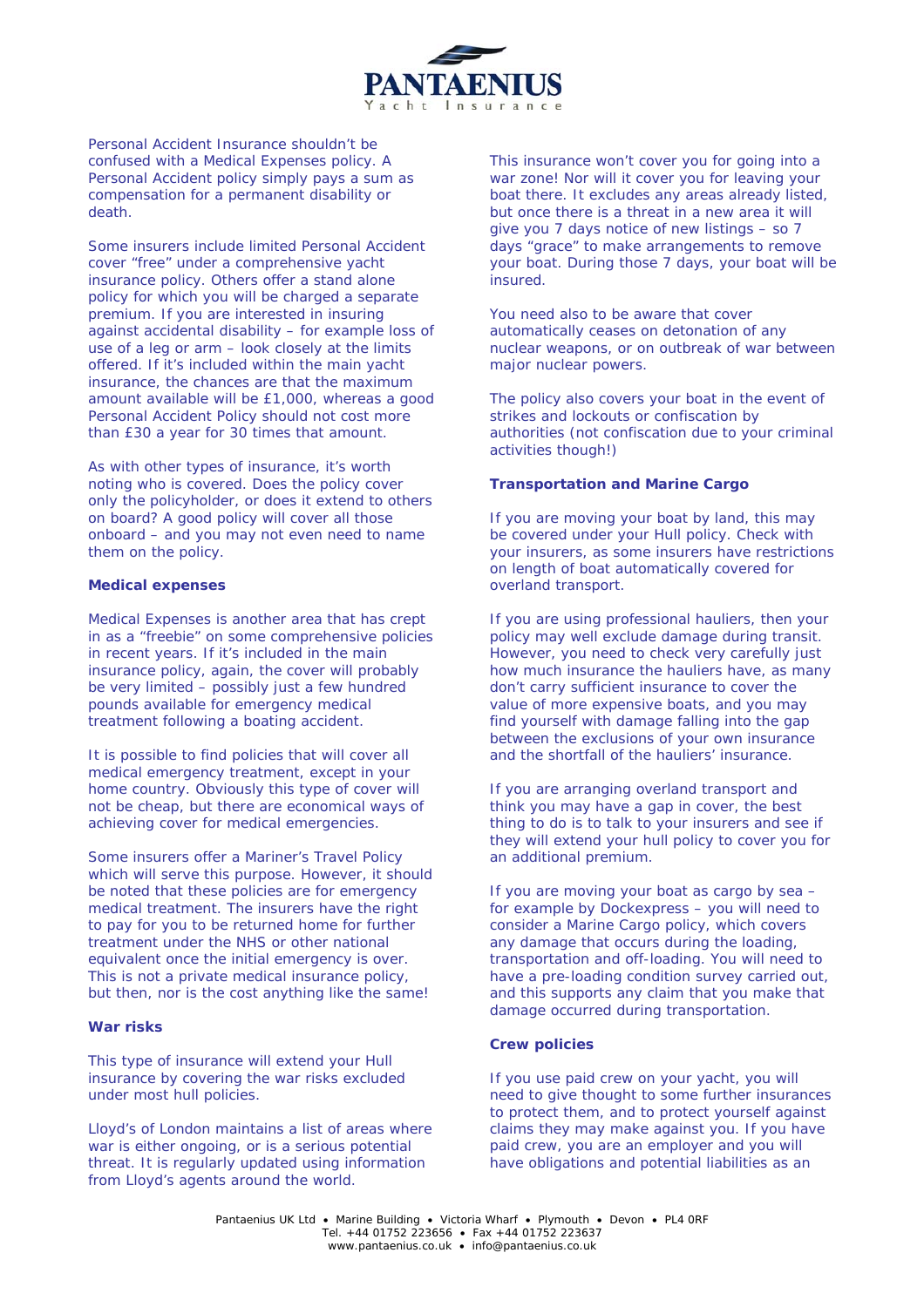Personal Accident Insurance shouldn't be confused with a Medical Expenses policy. A Personal Accident policy simply pays a sum as compensation for a permanent disability or death.

Some insurers include limited Personal Accident cover "free" under a comprehensive yacht insurance policy. Others offer a stand alone policy for which you will be charged a separate premium. If you are interested in insuring against accidental disability – for example loss of use of a leg or arm – look closely at the limits offered. If it's included within the main yacht insurance, the chances are that the maximum amount available will be £1,000, whereas a good Personal Accident Policy should not cost more than £30 a year for 30 times that amount.

As with other types of insurance, it's worth noting who is covered. Does the policy cover only the policyholder, or does it extend to others on board? A good policy will cover all those onboard – and you may not even need to name them on the policy.

### Medical expenses

Medical Expenses is another area that has crept in as a "freebie" on some comprehensive policies in recent years. If it's included in the main insurance policy, again, the cover will probably be very limited – possibly just a few hundred pounds available for emergency medical treatment following a boating accident.

It is possible to find policies that will cover all medical emergency treatment, except in your home country. Obviously this type of cover will not be cheap, but there are economical ways of achieving cover for medical emergencies.

Some insurers offer a Mariner's Travel Policy which will serve this purpose. However, it should be noted that these policies are for emergency medical treatment. The insurers have the right to pay for you to be returned home for further treatment under the NHS or other national equivalent once the initial emergency is over. This is not a private medical insurance policy, but then, nor is the cost anything like the same!

### War risks

This type of insurance will extend your Hull insurance by covering the war risks excluded under most hull policies.

Lloyd's of London maintains a list of areas where war is either ongoing, or is a serious potential threat. It is regularly updated using information from Lloyd's agents around the world.

This insurance won't cover you for going into a war zone! Nor will it cover you for leaving your boat there. It excludes any areas already listed, but once there is a threat in a new area it will give you 7 days notice of new listings – so 7 days "grace" to make arrangements to remove your boat. During those 7 days, your boat will be insured.

You need also to be aware that cover automatically ceases on detonation of any nuclear weapons, or on outbreak of war between major nuclear powers.

The policy also covers your boat in the event of strikes and lockouts or confiscation by authorities (not confiscation due to your criminal activities though!)

### Transportation and Marine Cargo

If you are moving your boat by land, this may be covered under your Hull policy. Check with your insurers, as some insurers have restrictions on length of boat automatically covered for overland transport.

If you are using professional hauliers, then your policy may well exclude damage during transit. However, you need to check very carefully just how much insurance the hauliers have, as many don't carry sufficient insurance to cover the value of more expensive boats, and you may find yourself with damage falling into the gap between the exclusions of your own insurance and the shortfall of the hauliers' insurance.

If you are arranging overland transport and think you may have a gap in cover, the best thing to do is to talk to your insurers and see if they will extend your hull policy to cover you for an additional premium.

If you are moving your boat as cargo by sea – for example by Dockexpress – you will need to consider a Marine Cargo policy, which covers any damage that occurs during the loading, transportation and off-loading. You will need to have a pre-loading condition survey carried out, and this supports any claim that you make that damage occurred during transportation.

### Crew policies

If you use paid crew on your yacht, you will need to give thought to some further insurances to protect them, and to protect yourself against claims they may make against you. If you have paid crew, you are an employer and you will have obligations and potential liabilities as an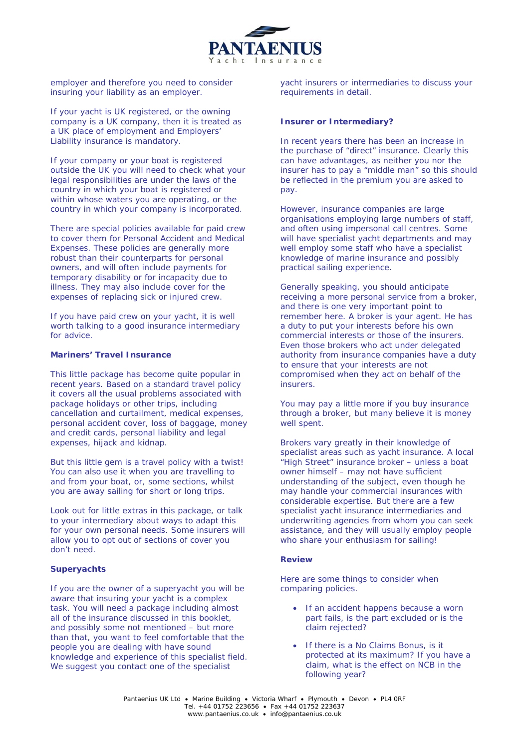employer and therefore you need to consider insuring your liability as an employer.

If your yacht is UK registered, or the owning company is a UK company, then it is treated as a UK place of employment and Employers' Liability insurance is mandatory.

If your company or your boat is registered outside the UK you will need to check what your legal responsibilities are under the laws of the country in which your boat is registered or within whose waters you are operating, or the country in which your company is incorporated.

There are special policies available for paid crew to cover them for Personal Accident and Medical Expenses. These policies are generally more robust than their counterparts for personal owners, and will often include payments for temporary disability or for incapacity due to illness. They may also include cover for the expenses of replacing sick or injured crew.

If you have paid crew on your yacht, it is well worth talking to a good insurance intermediary for advice.

**Mariners' Travel Insurance**

This little package has become quite popular in recent years. Based on a standard travel policy it covers all the usual problems associated with package holidays or other trips, including cancellation and curtailment, medical expenses, personal accident cover, loss of baggage, money and credit cards, personal liability and legal expenses, hijack and kidnap.

But this little gem is a travel policy with a twist! You can also use it when you are travelling to and from your boat, or, some sections, whilst you are away sailing for short or long trips.

Look out for little extras in this package, or talk to your intermediary about ways to adapt this for your own personal needs. Some insurers will allow you to opt out of sections of cover you don't need.

**Superyachts**

If you are the owner of a superyacht you will be aware that insuring your yacht is a complex task. You will need a package including almost all of the insurance discussed in this booklet, and possibly some not mentioned – but more than that, you want to feel comfortable that the people you are dealing with have sound knowledge and experience of this specialist field. We suggest you contact one of the specialist yacht insurers or intermediaries to discuss your requirements in detail.

**Insurer or Intermediary?**

In recent years there has been an increase in the purchase of "direct" insurance. Clearly this can have advantages, as neither you nor the insurer has to pay a "middle man" so this should be reflected in the premium you are asked to pay.

However, insurance companies are large organisations employing large numbers of staff, and often using impersonal call centres. Some will have specialist yacht departments and may well employ some staff who have a specialist knowledge of marine insurance and possibly practical sailing experience.

Generally speaking, you should anticipate receiving a more personal service from a broker, and there is one very important point to remember here. A broker is your agent. He has a duty to put your interests before his own commercial interests or those of the insurers. Even those brokers who act under delegated authority from insurance companies have a duty to ensure that your interests are not compromised when they act on behalf of the insurers.

You may pay a little more if you buy insurance through a broker, but many believe it is money well spent.

Brokers vary greatly in their knowledge of specialist areas such as yacht insurance. A local "High Street" insurance broker – unless a boat owner himself – may not have sufficient understanding of the subject, even though he may handle your commercial insurances with considerable expertise. But there are a few specialist yacht insurance intermediaries and underwriting agencies from whom you can seek assistance, and they will usually employ people who share your enthusiasm for sailing!

**Review**

Here are some things to consider when comparing policies.

- If an accident happens because a worn part fails, is the part excluded or is the claim rejected?
- If there is a No Claims Bonus, is it protected at its maximum? If you have a claim, what is the effect on NCB in the following year?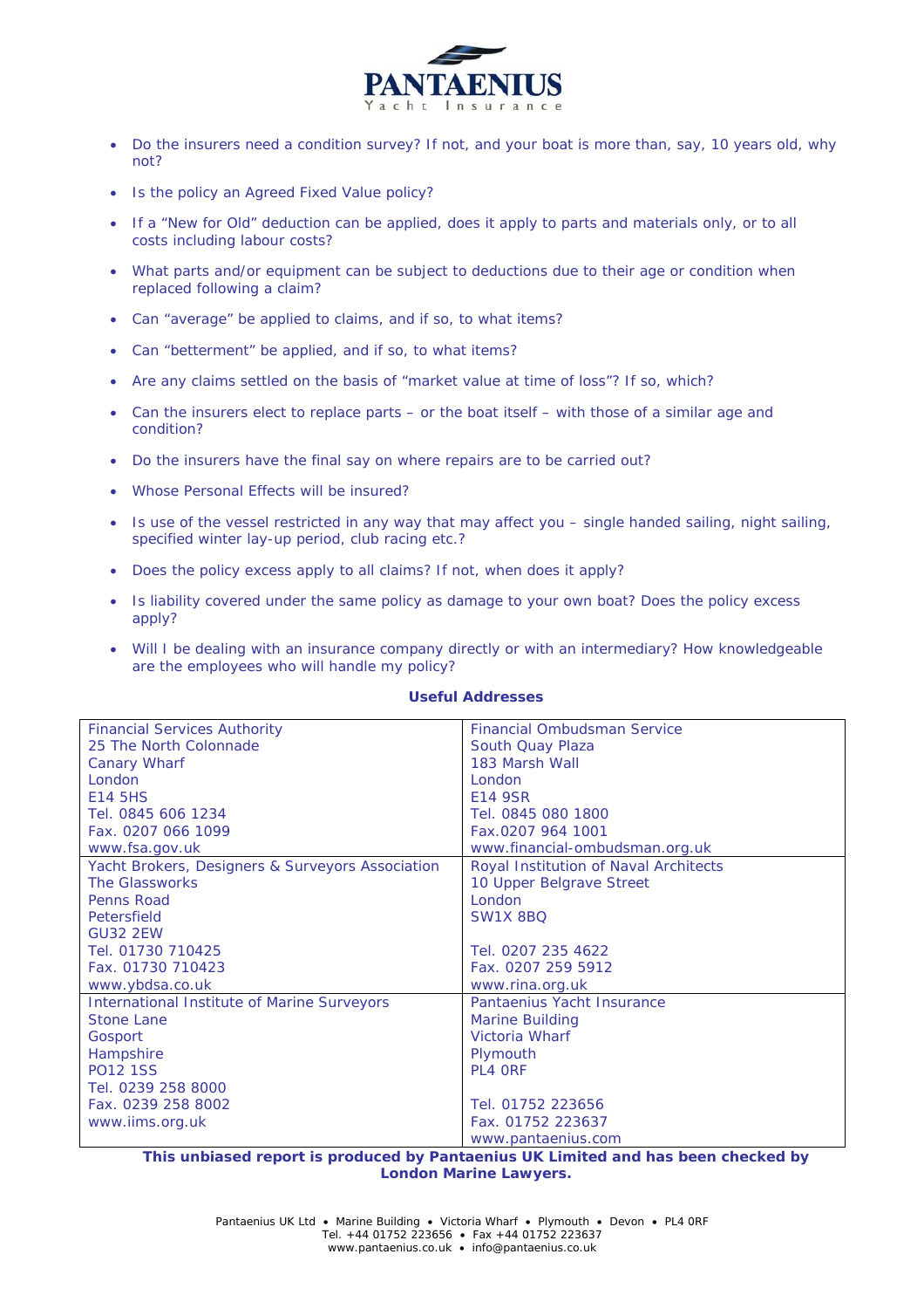- Do the insurers need a condition survey? If not, and your boat is more than, say, 10 years old, why not?
- Is the policy an Agreed Fixed Value policy?
- If a "New for Old" deduction can be applied, does it apply to parts and materials only, or to all costs including labour costs?
- What parts and/or equipment can be subject to deductions due to their age or condition when replaced following a claim?
- Can "average" be applied to claims, and if so, to what items?
- Can "betterment" be applied, and if so, to what items?
- Are any claims settled on the basis of "market value at time of loss"? If so, which?
- Can the insurers elect to replace parts – or the boat itself – with those of a similar age and condition?
- Do the insurers have the final say on where repairs are to be carried out?
- Whose Personal Effects will be insured?
- Is use of the vessel restricted in any way that may affect you – single handed sailing, night sailing, specified winter lay-up period, club racing etc.?
- Does the policy excess apply to all claims? If not, when does it apply?
- Is liability covered under the same policy as damage to your own boat? Does the policy excess apply?
- Will I be dealing with an insurance company directly or with an intermediary? How knowledgeable are the employees who will handle my policy?

**Useful Addresses**

| | |
|---|---|
| Financial Services Authority<br>25 The North Colonnade<br>Canary Wharf<br>London<br>E14 5HS<br>Tel. 0845 606 1234<br>Fax. 0207 066 1099<br>www.fsa.gov.uk | Financial Ombudsman Service<br>South Quay Plaza<br>183 Marsh Wall<br>London<br>E14 9SR<br>Tel. 0845 080 1800<br>Fax.0207 964 1001<br>www.financial-ombudsman.org.uk |
| Yacht Brokers, Designers & Surveyors Association<br>The Glassworks<br>Penns Road<br>Petersfield<br>GU32 2EW<br>Tel. 01730 710425<br>Fax. 01730 710423<br>www.ybdsa.co.uk | Royal Institution of Naval Architects<br>10 Upper Belgrave Street<br>London<br>SW1X 8BQ<br><br>Tel. 0207 235 4622<br>Fax. 0207 259 5912<br>www.rina.org.uk |
| International Institute of Marine Surveyors<br>Stone Lane<br>Gosport<br>Hampshire<br>PO12 1SS<br>Tel. 0239 258 8000<br>Fax. 0239 258 8002<br>www.iims.org.uk | Pantaenius Yacht Insurance<br>Marine Building<br>Victoria Wharf<br>Plymouth<br>PL4 0RF<br><br>Tel. 01752 223656<br>Fax. 01752 223637<br>www.pantaenius.com |

**This unbiased report is produced by Pantaenius UK Limited and has been checked by London Marine Lawyers.**